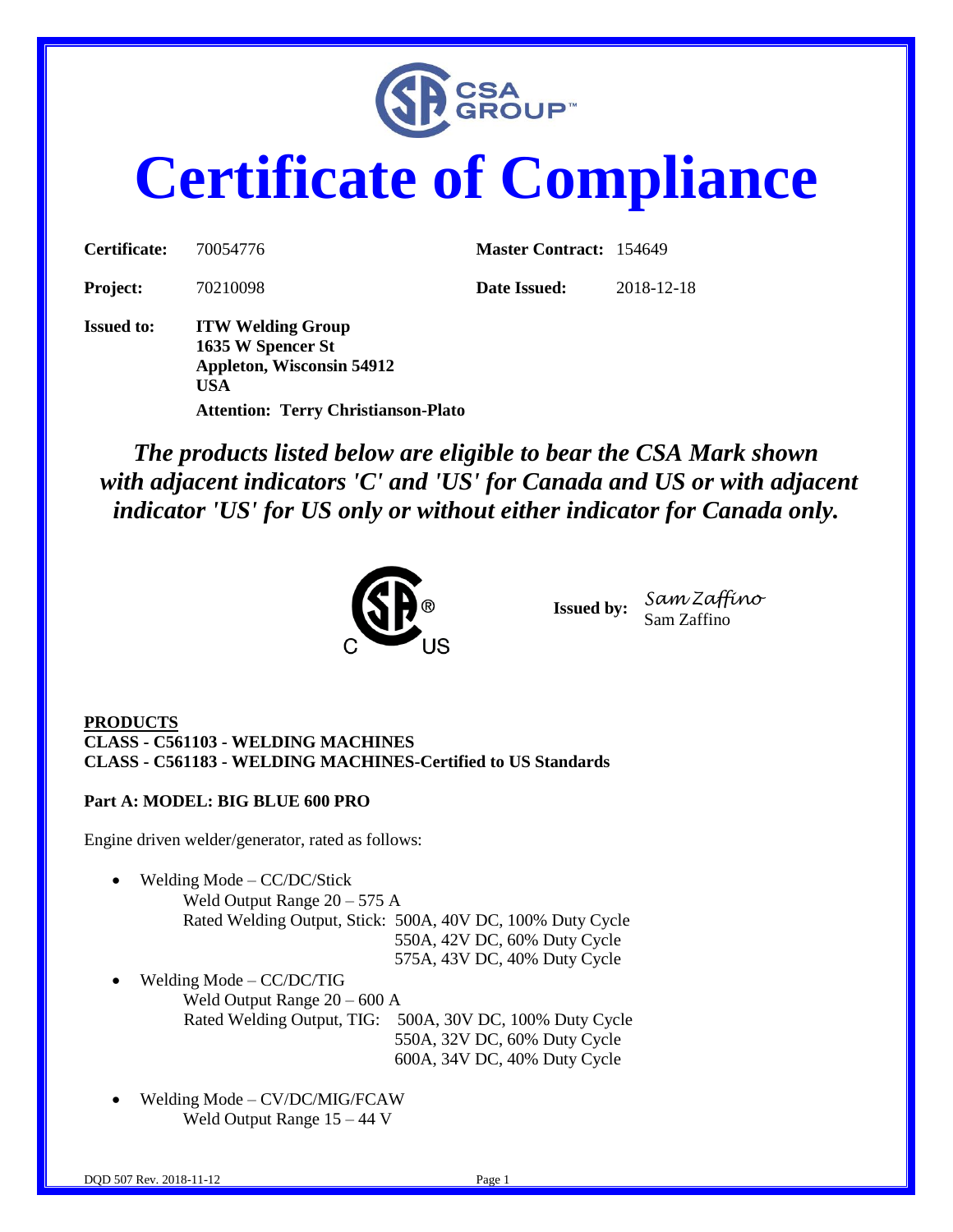# Certificate of Compliance

| | | | |
|---|---|---|---|
| **Certificate:** | 70054776 | **Master Contract:** | 154649 |
| **Project:** | 70210098 | **Date Issued:** | 2018-12-18 |

**Issued to:** **ITW Welding Group**
**1635 W Spencer St**
**Appleton, Wisconsin 54912**
**USA**
**Attention: Terry Christianson-Plato**

***The products listed below are eligible to bear the CSA Mark shown with adjacent indicators 'C' and 'US' for Canada and US or with adjacent indicator 'US' for US only or without either indicator for Canada only.***

**Issued by:** Sam Zaffino
Sam Zaffino

**PRODUCTS**
**CLASS - C561103 - WELDING MACHINES**
**CLASS - C561183 - WELDING MACHINES-Certified to US Standards**

**Part A: MODEL: BIG BLUE 600 PRO**

Engine driven welder/generator, rated as follows:

- Welding Mode – CC/DC/Stick
  - Weld Output Range 20 – 575 A
  - Rated Welding Output, Stick: 500A, 40V DC, 100% Duty Cycle
    - 550A, 42V DC, 60% Duty Cycle
    - 575A, 43V DC, 40% Duty Cycle
- Welding Mode – CC/DC/TIG
  - Weld Output Range 20 – 600 A
  - Rated Welding Output, TIG: 500A, 30V DC, 100% Duty Cycle
    - 550A, 32V DC, 60% Duty Cycle
    - 600A, 34V DC, 40% Duty Cycle
- Welding Mode – CV/DC/MIG/FCAW
  - Weld Output Range 15 – 44 V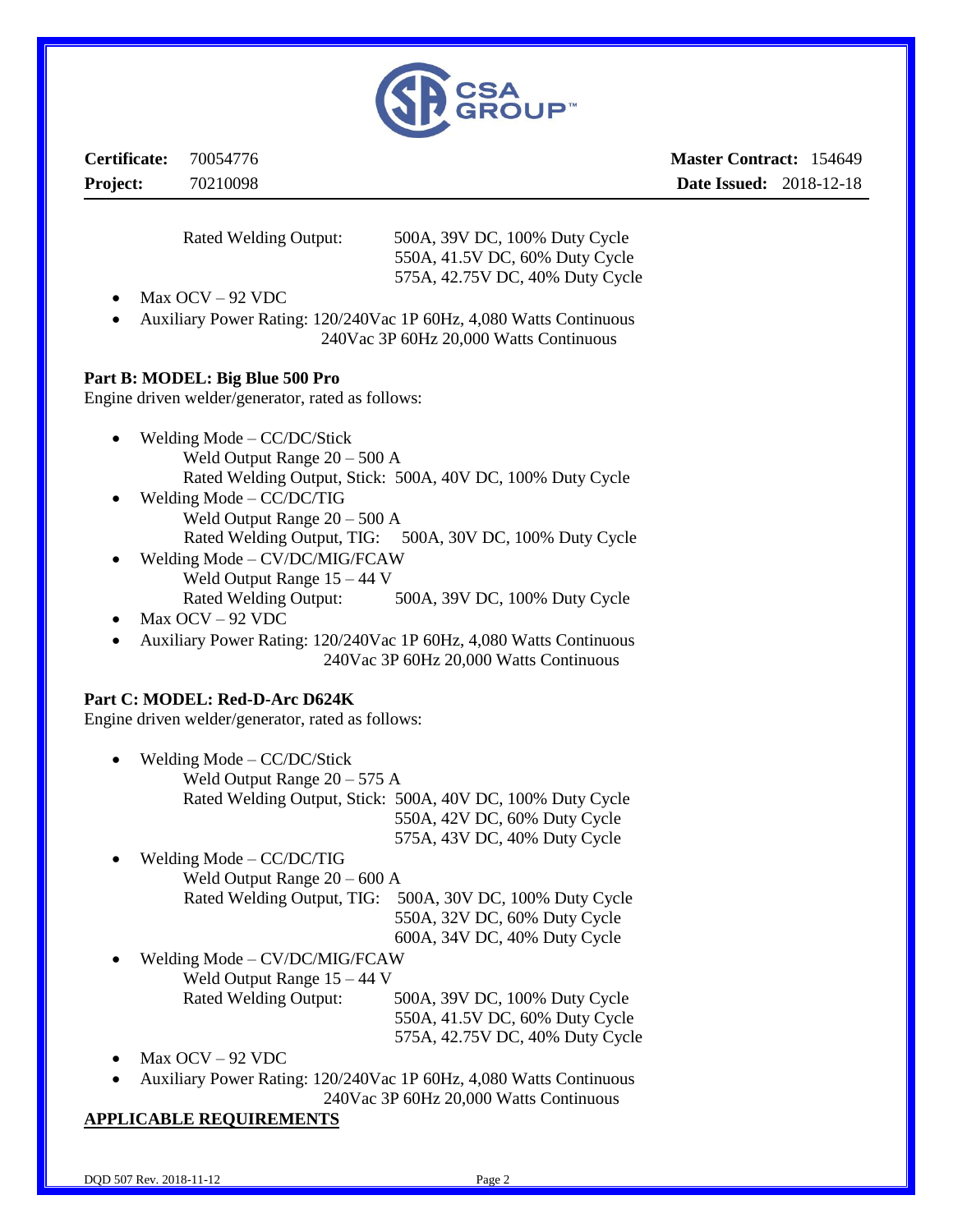Rated Welding Output: 500A, 39V DC, 100% Duty Cycle
550A, 41.5V DC, 60% Duty Cycle
575A, 42.75V DC, 40% Duty Cycle

- Max OCV – 92 VDC
- Auxiliary Power Rating: 120/240Vac 1P 60Hz, 4,080 Watts Continuous
  240Vac 3P 60Hz 20,000 Watts Continuous

**Part B: MODEL: Big Blue 500 Pro**

Engine driven welder/generator, rated as follows:

- Welding Mode – CC/DC/Stick
  Weld Output Range 20 – 500 A
  Rated Welding Output, Stick: 500A, 40V DC, 100% Duty Cycle
- Welding Mode – CC/DC/TIG
  Weld Output Range 20 – 500 A
  Rated Welding Output, TIG: 500A, 30V DC, 100% Duty Cycle
- Welding Mode – CV/DC/MIG/FCAW
  Weld Output Range 15 – 44 V
  Rated Welding Output: 500A, 39V DC, 100% Duty Cycle
- Max OCV – 92 VDC
- Auxiliary Power Rating: 120/240Vac 1P 60Hz, 4,080 Watts Continuous
  240Vac 3P 60Hz 20,000 Watts Continuous

**Part C: MODEL: Red-D-Arc D624K**

Engine driven welder/generator, rated as follows:

- Welding Mode – CC/DC/Stick
  Weld Output Range 20 – 575 A
  Rated Welding Output, Stick: 500A, 40V DC, 100% Duty Cycle
  550A, 42V DC, 60% Duty Cycle
  575A, 43V DC, 40% Duty Cycle
- Welding Mode – CC/DC/TIG
  Weld Output Range 20 – 600 A
  Rated Welding Output, TIG: 500A, 30V DC, 100% Duty Cycle
  550A, 32V DC, 60% Duty Cycle
  600A, 34V DC, 40% Duty Cycle
- Welding Mode – CV/DC/MIG/FCAW
  Weld Output Range 15 – 44 V
  Rated Welding Output: 500A, 39V DC, 100% Duty Cycle
  550A, 41.5V DC, 60% Duty Cycle
  575A, 42.75V DC, 40% Duty Cycle
- Max OCV – 92 VDC
- Auxiliary Power Rating: 120/240Vac 1P 60Hz, 4,080 Watts Continuous
  240Vac 3P 60Hz 20,000 Watts Continuous

**APPLICABLE REQUIREMENTS**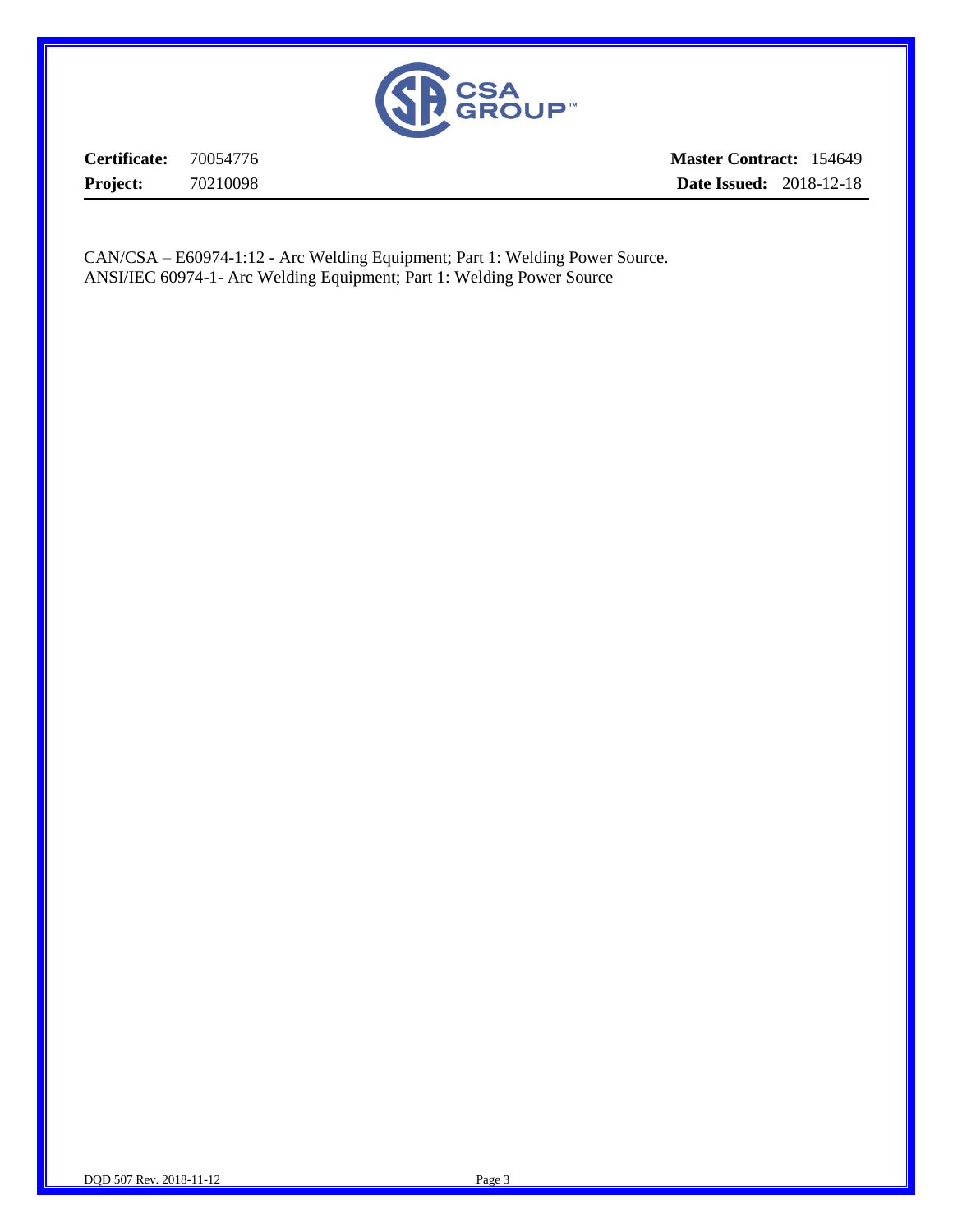**Certificate:** 70054776 **Master Contract:** 154649

**Project:** 70210098 **Date Issued:** 2018-12-18

CAN/CSA – E60974-1:12 - Arc Welding Equipment; Part 1: Welding Power Source.
ANSI/IEC 60974-1- Arc Welding Equipment; Part 1: Welding Power Source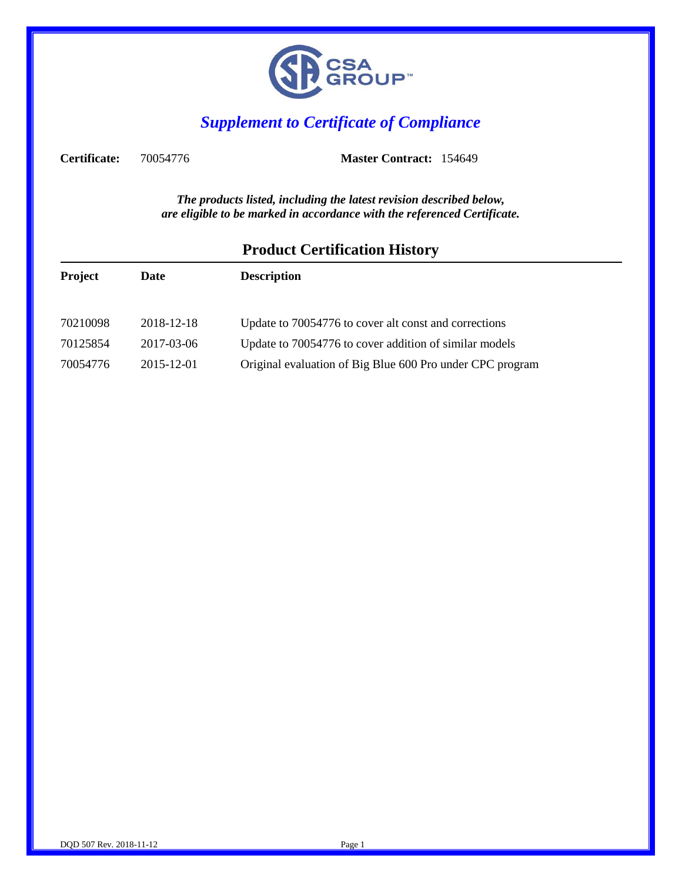## *Supplement to Certificate of Compliance*

**Certificate:** 70054776 **Master Contract:** 154649

***The products listed, including the latest revision described below, are eligible to be marked in accordance with the referenced Certificate.***

## Product Certification History

| Project | Date | Description |
|---|---|---|
| 70210098 | 2018-12-18 | Update to 70054776 to cover alt const and corrections |
| 70125854 | 2017-03-06 | Update to 70054776 to cover addition of similar models |
| 70054776 | 2015-12-01 | Original evaluation of Big Blue 600 Pro under CPC program |

DQD 507 Rev. 2018-11-12